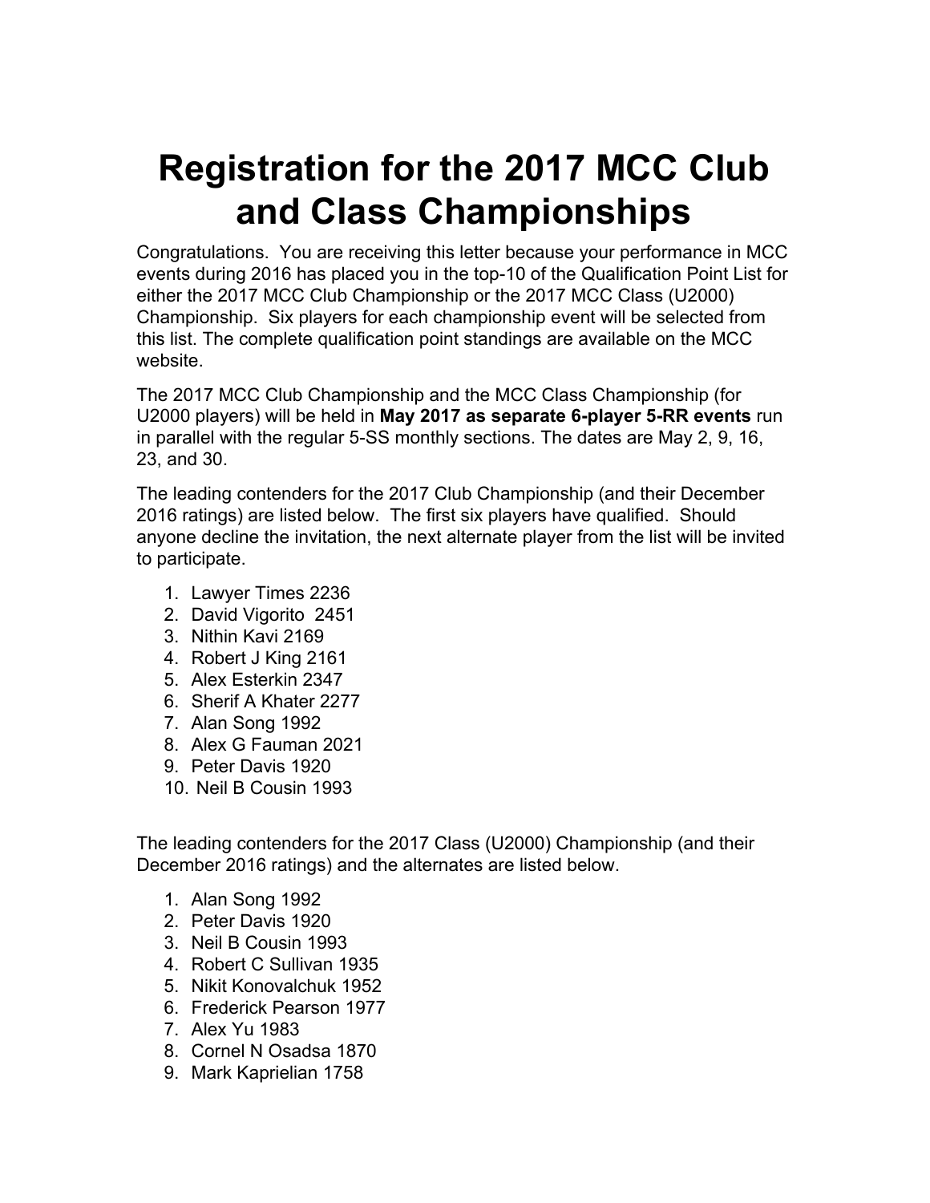# Registration for the 2017 MCC Club and Class Championships

Congratulations. You are receiving this letter because your performance in MCC events during 2016 has placed you in the top-10 of the Qualification Point List for either the 2017 MCC Club Championship or the 2017 MCC Class (U2000) Championship. Six players for each championship event will be selected from this list. The complete qualification point standings are available on the MCC website.

The 2017 MCC Club Championship and the MCC Class Championship (for U2000 players) will be held in **May 2017 as separate 6-player 5-RR events** run in parallel with the regular 5-SS monthly sections. The dates are May 2, 9, 16, 23, and 30.

The leading contenders for the 2017 Club Championship (and their December 2016 ratings) are listed below. The first six players have qualified. Should anyone decline the invitation, the next alternate player from the list will be invited to participate.

1. Lawyer Times 2236
2. David Vigorito 2451
3. Nithin Kavi 2169
4. Robert J King 2161
5. Alex Esterkin 2347
6. Sherif A Khater 2277
7. Alan Song 1992
8. Alex G Fauman 2021
9. Peter Davis 1920
10. Neil B Cousin 1993

The leading contenders for the 2017 Class (U2000) Championship (and their December 2016 ratings) and the alternates are listed below.

1. Alan Song 1992
2. Peter Davis 1920
3. Neil B Cousin 1993
4. Robert C Sullivan 1935
5. Nikit Konovalchuk 1952
6. Frederick Pearson 1977
7. Alex Yu 1983
8. Cornel N Osadsa 1870
9. Mark Kaprielian 1758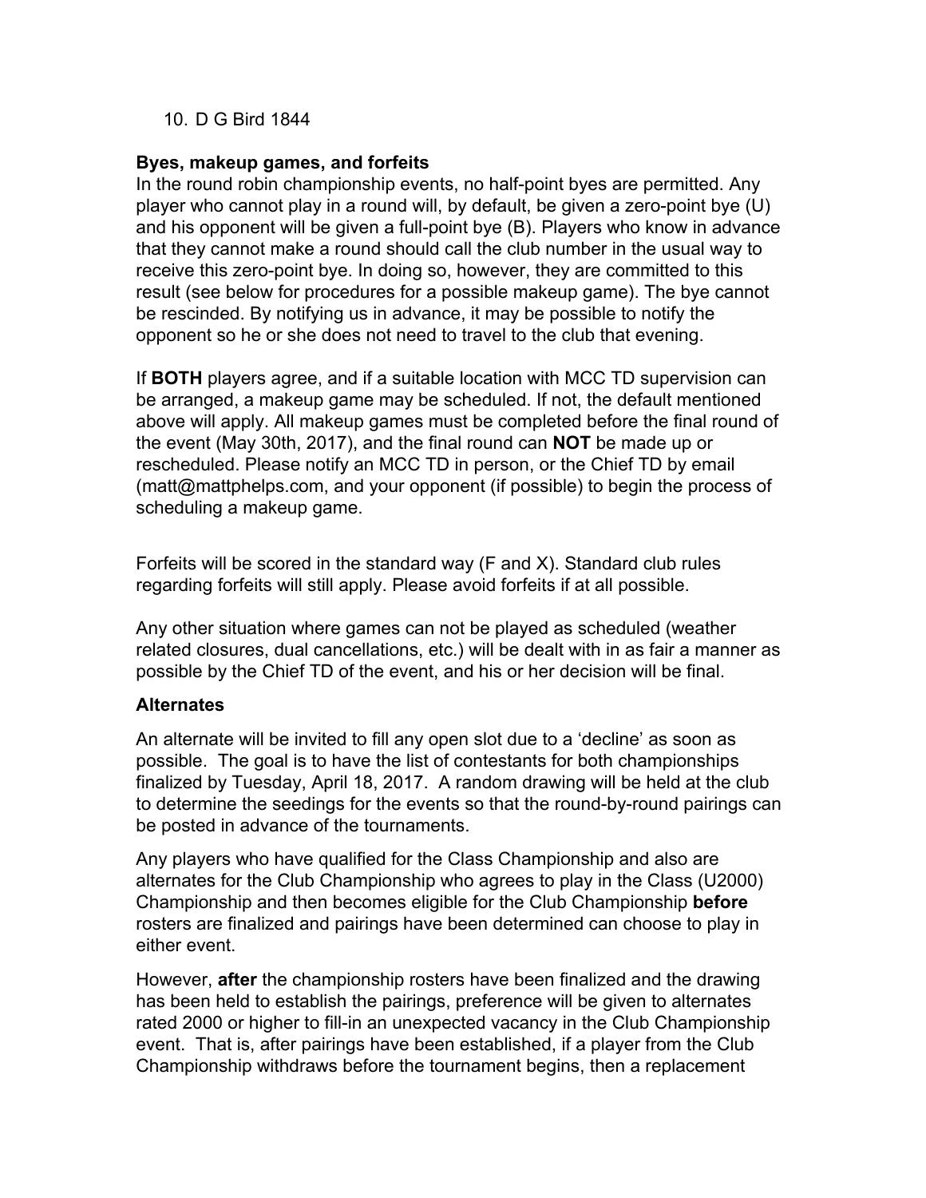10. D G Bird 1844

**Byes, makeup games, and forfeits**

In the round robin championship events, no half-point byes are permitted. Any player who cannot play in a round will, by default, be given a zero-point bye (U) and his opponent will be given a full-point bye (B). Players who know in advance that they cannot make a round should call the club number in the usual way to receive this zero-point bye. In doing so, however, they are committed to this result (see below for procedures for a possible makeup game). The bye cannot be rescinded. By notifying us in advance, it may be possible to notify the opponent so he or she does not need to travel to the club that evening.

If **BOTH** players agree, and if a suitable location with MCC TD supervision can be arranged, a makeup game may be scheduled. If not, the default mentioned above will apply. All makeup games must be completed before the final round of the event (May 30th, 2017), and the final round can **NOT** be made up or rescheduled. Please notify an MCC TD in person, or the Chief TD by email (matt@mattphelps.com, and your opponent (if possible) to begin the process of scheduling a makeup game.

Forfeits will be scored in the standard way (F and X). Standard club rules regarding forfeits will still apply. Please avoid forfeits if at all possible.

Any other situation where games can not be played as scheduled (weather related closures, dual cancellations, etc.) will be dealt with in as fair a manner as possible by the Chief TD of the event, and his or her decision will be final.

**Alternates**

An alternate will be invited to fill any open slot due to a 'decline' as soon as possible. The goal is to have the list of contestants for both championships finalized by Tuesday, April 18, 2017. A random drawing will be held at the club to determine the seedings for the events so that the round-by-round pairings can be posted in advance of the tournaments.

Any players who have qualified for the Class Championship and also are alternates for the Club Championship who agrees to play in the Class (U2000) Championship and then becomes eligible for the Club Championship **before** rosters are finalized and pairings have been determined can choose to play in either event.

However, **after** the championship rosters have been finalized and the drawing has been held to establish the pairings, preference will be given to alternates rated 2000 or higher to fill-in an unexpected vacancy in the Club Championship event. That is, after pairings have been established, if a player from the Club Championship withdraws before the tournament begins, then a replacement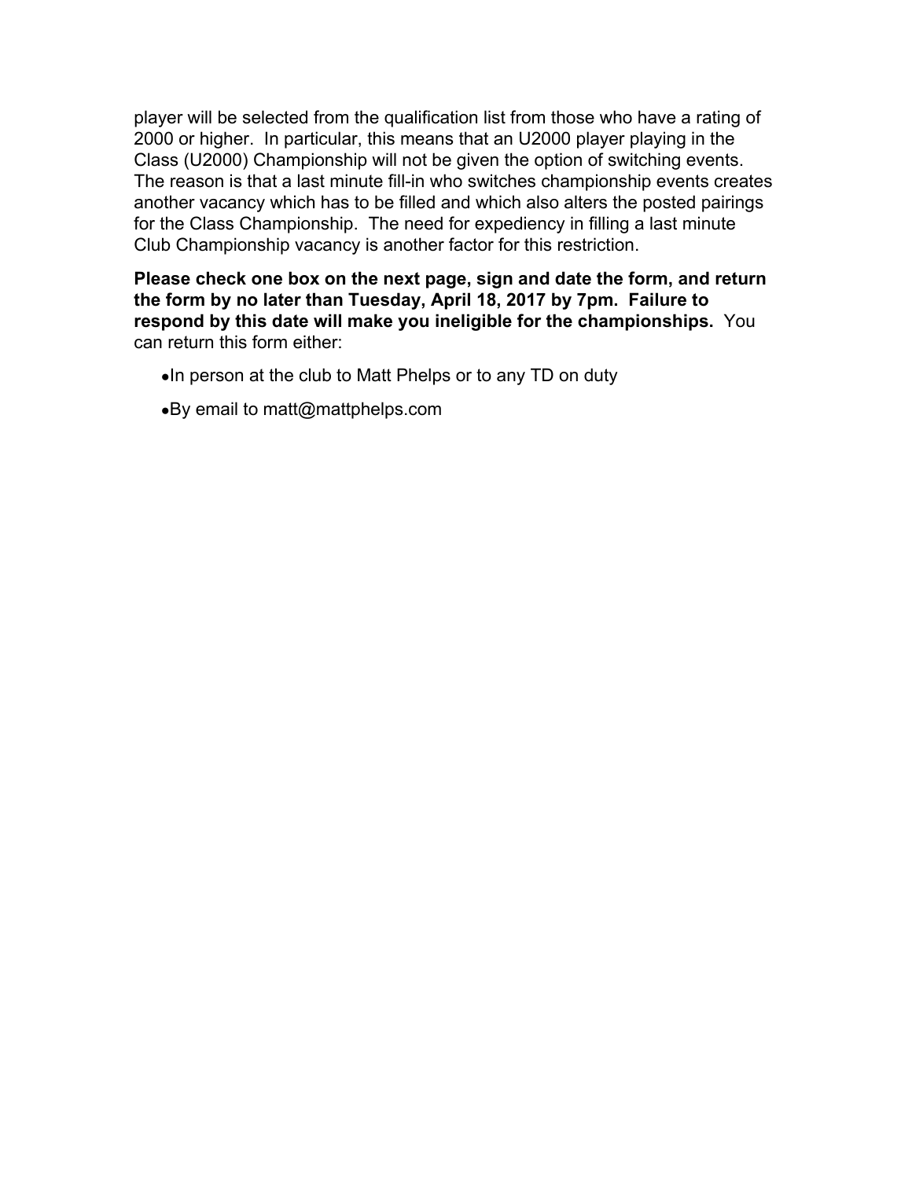player will be selected from the qualification list from those who have a rating of 2000 or higher. In particular, this means that an U2000 player playing in the Class (U2000) Championship will not be given the option of switching events. The reason is that a last minute fill-in who switches championship events creates another vacancy which has to be filled and which also alters the posted pairings for the Class Championship. The need for expediency in filling a last minute Club Championship vacancy is another factor for this restriction.

**Please check one box on the next page, sign and date the form, and return the form by no later than Tuesday, April 18, 2017 by 7pm. Failure to respond by this date will make you ineligible for the championships.** You can return this form either:

- In person at the club to Matt Phelps or to any TD on duty
- By email to matt@mattphelps.com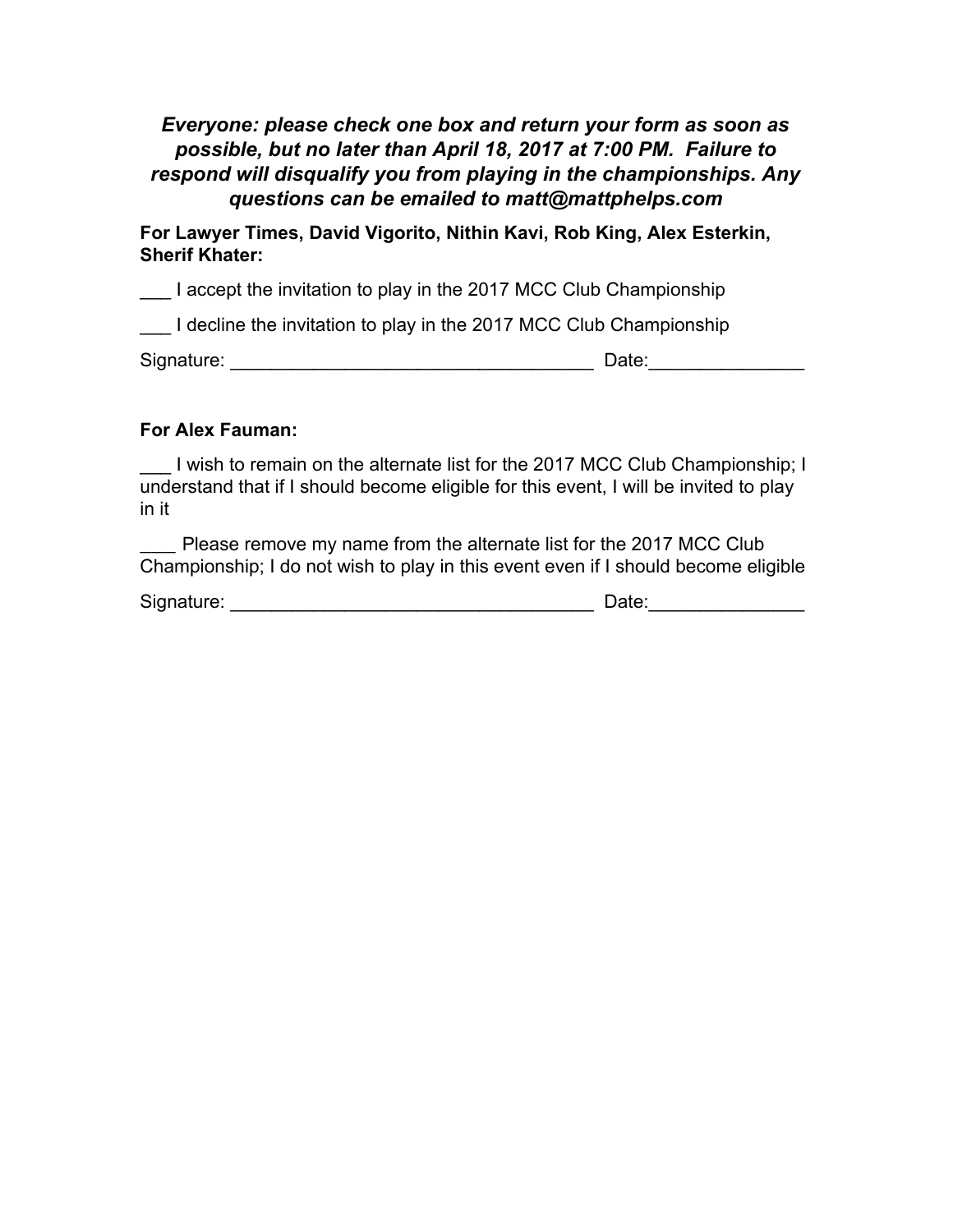***Everyone: please check one box and return your form as soon as possible, but no later than April 18, 2017 at 7:00 PM. Failure to respond will disqualify you from playing in the championships. Any questions can be emailed to matt@mattphelps.com***

**For Lawyer Times, David Vigorito, Nithin Kavi, Rob King, Alex Esterkin, Sherif Khater:**

___ I accept the invitation to play in the 2017 MCC Club Championship

___ I decline the invitation to play in the 2017 MCC Club Championship

Signature: ____________________________________ Date:_______________

**For Alex Fauman:**

___ I wish to remain on the alternate list for the 2017 MCC Club Championship; I understand that if I should become eligible for this event, I will be invited to play in it

___ Please remove my name from the alternate list for the 2017 MCC Club Championship; I do not wish to play in this event even if I should become eligible

Signature: ____________________________________ Date:_______________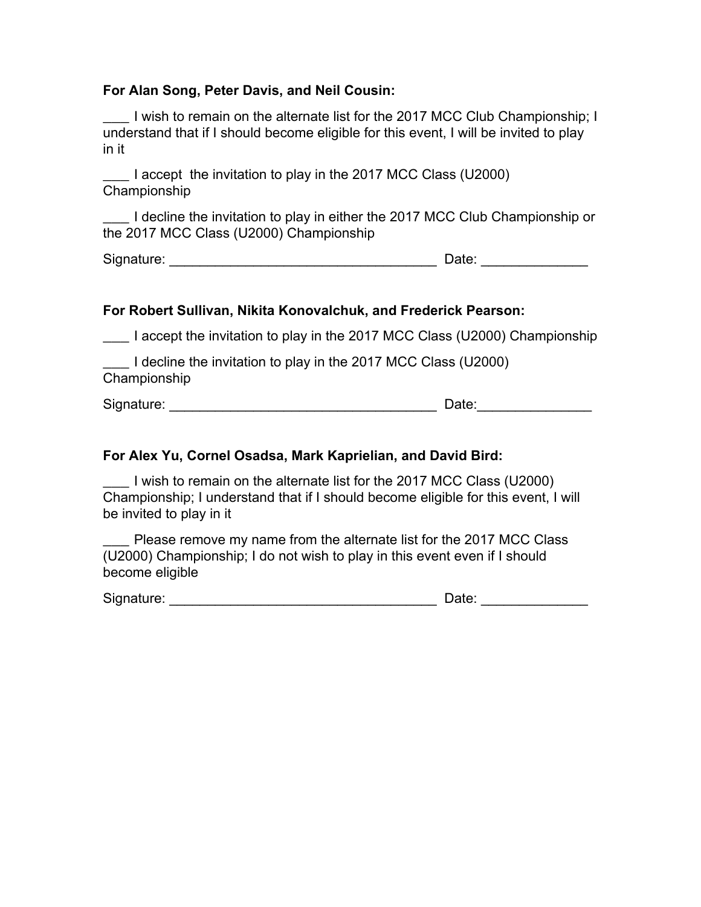**For Alan Song, Peter Davis, and Neil Cousin:**

____ I wish to remain on the alternate list for the 2017 MCC Club Championship; I understand that if I should become eligible for this event, I will be invited to play in it

____ I accept the invitation to play in the 2017 MCC Class (U2000) Championship

____ I decline the invitation to play in either the 2017 MCC Club Championship or the 2017 MCC Class (U2000) Championship

Signature: ___________________________________ Date: _____________

**For Robert Sullivan, Nikita Konovalchuk, and Frederick Pearson:**

____ I accept the invitation to play in the 2017 MCC Class (U2000) Championship

____ I decline the invitation to play in the 2017 MCC Class (U2000) Championship

Signature: ___________________________________ Date:______________

**For Alex Yu, Cornel Osadsa, Mark Kaprielian, and David Bird:**

____ I wish to remain on the alternate list for the 2017 MCC Class (U2000) Championship; I understand that if I should become eligible for this event, I will be invited to play in it

____ Please remove my name from the alternate list for the 2017 MCC Class (U2000) Championship; I do not wish to play in this event even if I should become eligible

Signature: ___________________________________ Date: _____________